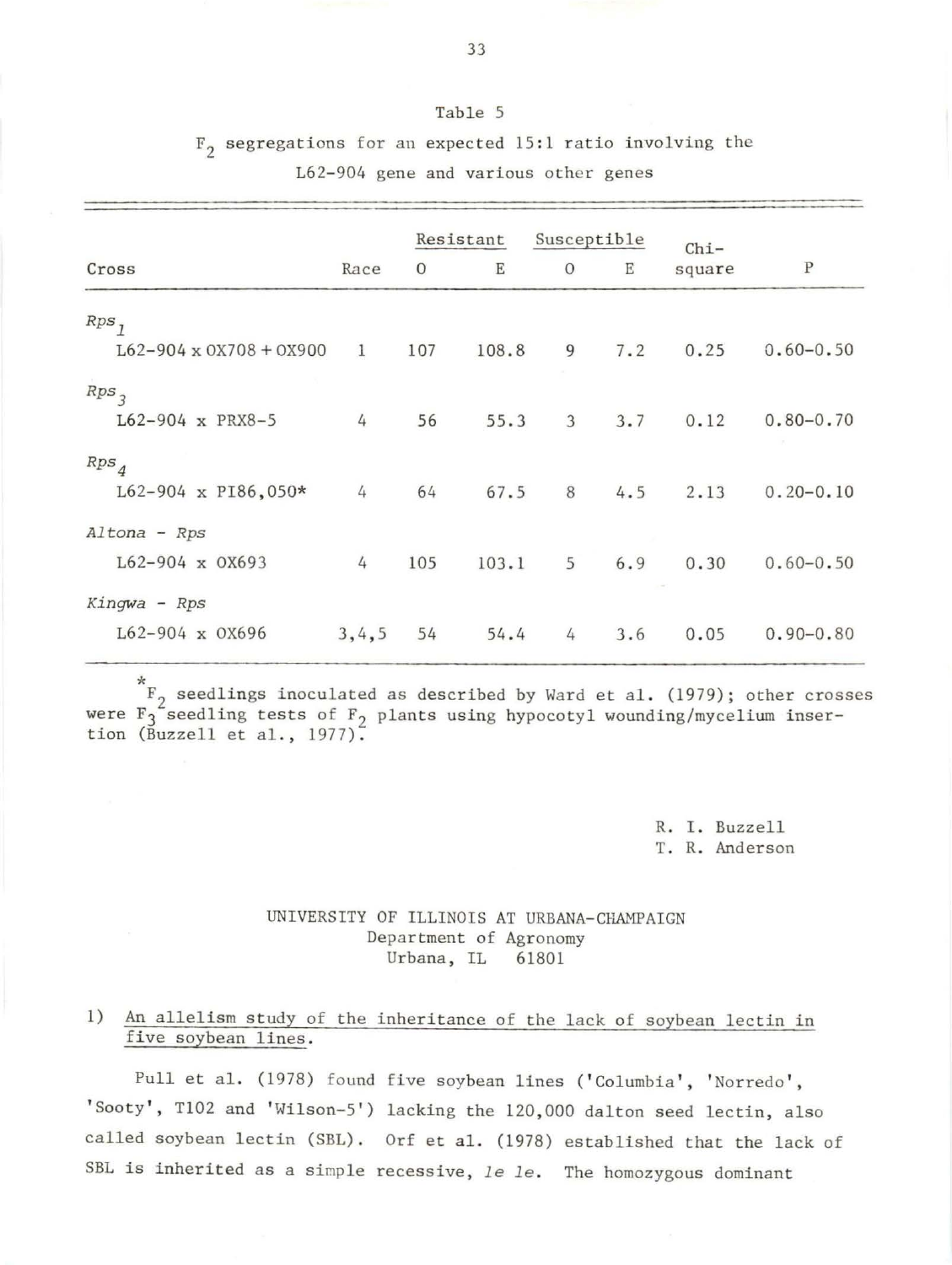Table 5

$F_2$ segregations for an expected 15:1 ratio involving the L62-904 gene and various other genes

| Cross | Race | Resistant | | Susceptible | | Chi-square | P |
|---|---|---|---|---|---|---|---|
| | | O | E | O | E | | |
| *$Rps_1$* | | | | | | | |
| L62-904 x OX708 + OX900 | 1 | 107 | 108.8 | 9 | 7.2 | 0.25 | 0.60-0.50 |
| *$Rps_3$* | | | | | | | |
| L62-904 x PRX8-5 | 4 | 56 | 55.3 | 3 | 3.7 | 0.12 | 0.80-0.70 |
| *$Rps_4$* | | | | | | | |
| L62-904 x PI86,050* | 4 | 64 | 67.5 | 8 | 4.5 | 2.13 | 0.20-0.10 |
| *Altona - Rps* | | | | | | | |
| L62-904 x OX693 | 4 | 105 | 103.1 | 5 | 6.9 | 0.30 | 0.60-0.50 |
| *Kingwa - Rps* | | | | | | | |
| L62-904 x OX696 | 3,4,5 | 54 | 54.4 | 4 | 3.6 | 0.05 | 0.90-0.80 |

\* $F_2$ seedlings inoculated as described by Ward et al. (1979); other crosses were $F_3$ seedling tests of $F_2$ plants using hypocotyl wounding/mycelium insertion (Buzzell et al., 1977).

R. I. Buzzell
T. R. Anderson

UNIVERSITY OF ILLINOIS AT URBANA-CHAMPAIGN
Department of Agronomy
Urbana, IL 61801

1) An allelism study of the inheritance of the lack of soybean lectin in five soybean lines.

Pull et al. (1978) found five soybean lines ('Columbia', 'Norredo', 'Sooty', T102 and 'Wilson-5') lacking the 120,000 dalton seed lectin, also called soybean lectin (SBL). Orf et al. (1978) established that the lack of SBL is inherited as a simple recessive, *le le*. The homozygous dominant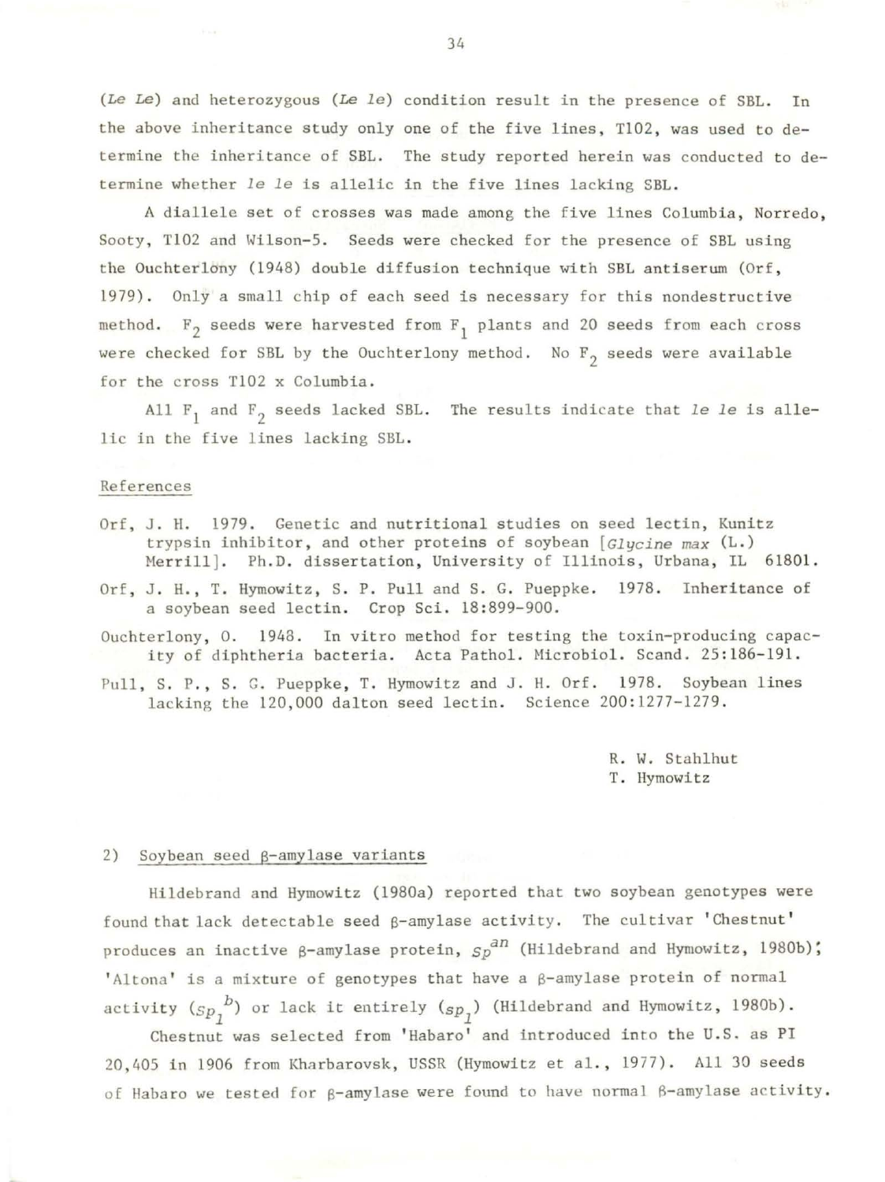(*Le Le*) and heterozygous (*Le le*) condition result in the presence of SBL. In the above inheritance study only one of the five lines, T102, was used to determine the inheritance of SBL. The study reported herein was conducted to determine whether *le le* is allelic in the five lines lacking SBL.

A diallele set of crosses was made among the five lines Columbia, Norredo, Sooty, T102 and Wilson-5. Seeds were checked for the presence of SBL using the Ouchterlony (1948) double diffusion technique with SBL antiserum (Orf, 1979). Only a small chip of each seed is necessary for this nondestructive method. $F_2$ seeds were harvested from $F_1$ plants and 20 seeds from each cross were checked for SBL by the Ouchterlony method. No $F_2$ seeds were available for the cross T102 x Columbia.

All $F_1$ and $F_2$ seeds lacked SBL. The results indicate that *le le* is allelic in the five lines lacking SBL.

References

Orf, J. H. 1979. Genetic and nutritional studies on seed lectin, Kunitz trypsin inhibitor, and other proteins of soybean [*Glycine max* (L.) Merrill]. Ph.D. dissertation, University of Illinois, Urbana, IL 61801.

Orf, J. H., T. Hymowitz, S. P. Pull and S. G. Pueppke. 1978. Inheritance of a soybean seed lectin. Crop Sci. 18:899-900.

Ouchterlony, O. 1948. In vitro method for testing the toxin-producing capacity of diphtheria bacteria. Acta Pathol. Microbiol. Scand. 25:186-191.

Pull, S. P., S. G. Pueppke, T. Hymowitz and J. H. Orf. 1978. Soybean lines lacking the 120,000 dalton seed lectin. Science 200:1277-1279.

R. W. Stahlhut
T. Hymowitz

2) Soybean seed β-amylase variants

Hildebrand and Hymowitz (1980a) reported that two soybean genotypes were found that lack detectable seed β-amylase activity. The cultivar 'Chestnut' produces an inactive β-amylase protein, $Sp^{an}$ (Hildebrand and Hymowitz, 1980b); 'Altona' is a mixture of genotypes that have a β-amylase protein of normal activity ($Sp_1^{b}$) or lack it entirely ($sp_1$) (Hildebrand and Hymowitz, 1980b).

Chestnut was selected from 'Habaro' and introduced into the U.S. as PI 20,405 in 1906 from Kharbarovsk, USSR (Hymowitz et al., 1977). All 30 seeds of Habaro we tested for β-amylase were found to have normal β-amylase activity.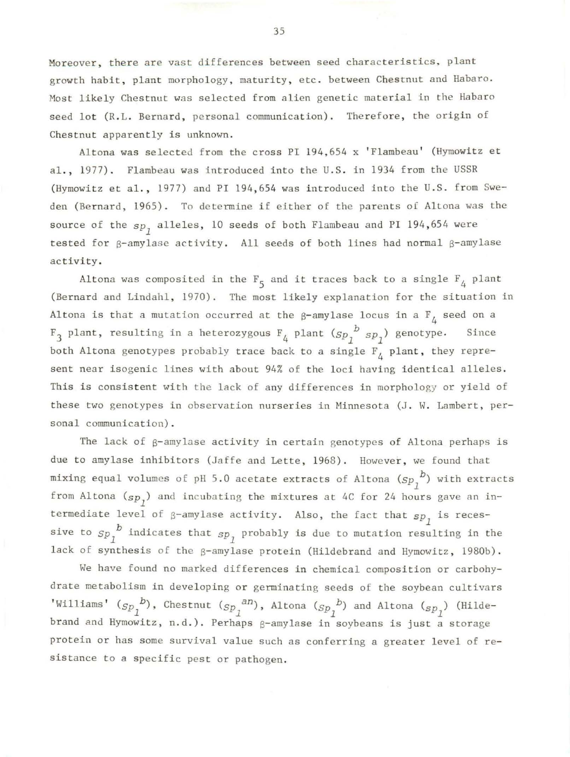Moreover, there are vast differences between seed characteristics, plant growth habit, plant morphology, maturity, etc. between Chestnut and Habaro. Most likely Chestnut was selected from alien genetic material in the Habaro seed lot (R.L. Bernard, personal communication). Therefore, the origin of Chestnut apparently is unknown.

Altona was selected from the cross PI 194,654 x 'Flambeau' (Hymowitz et al., 1977). Flambeau was introduced into the U.S. in 1934 from the USSR (Hymowitz et al., 1977) and PI 194,654 was introduced into the U.S. from Sweden (Bernard, 1965). To determine if either of the parents of Altona was the source of the $sp_1$ alleles, 10 seeds of both Flambeau and PI 194,654 were tested for β-amylase activity. All seeds of both lines had normal β-amylase activity.

Altona was composited in the $F_5$ and it traces back to a single $F_4$ plant (Bernard and Lindahl, 1970). The most likely explanation for the situation in Altona is that a mutation occurred at the β-amylase locus in a $F_4$ seed on a $F_3$ plant, resulting in a heterozygous $F_4$ plant ($Sp_1^b$ $sp_1$) genotype. Since both Altona genotypes probably trace back to a single $F_4$ plant, they represent near isogenic lines with about 94% of the loci having identical alleles. This is consistent with the lack of any differences in morphology or yield of these two genotypes in observation nurseries in Minnesota (J. W. Lambert, personal communication).

The lack of β-amylase activity in certain genotypes of Altona perhaps is due to amylase inhibitors (Jaffe and Lette, 1968). However, we found that mixing equal volumes of pH 5.0 acetate extracts of Altona ($Sp_1^b$) with extracts from Altona ($sp_1$) and incubating the mixtures at 4C for 24 hours gave an intermediate level of β-amylase activity. Also, the fact that $sp_1$ is recessive to $Sp_1^b$ indicates that $sp_1$ probably is due to mutation resulting in the lack of synthesis of the β-amylase protein (Hildebrand and Hymowitz, 1980b).

We have found no marked differences in chemical composition or carbohydrate metabolism in developing or germinating seeds of the soybean cultivars 'Williams' ($Sp_1^b$), Chestnut ($Sp_1^{an}$), Altona ($Sp_1^b$) and Altona ($sp_1$) (Hildebrand and Hymowitz, n.d.). Perhaps β-amylase in soybeans is just a storage protein or has some survival value such as conferring a greater level of resistance to a specific pest or pathogen.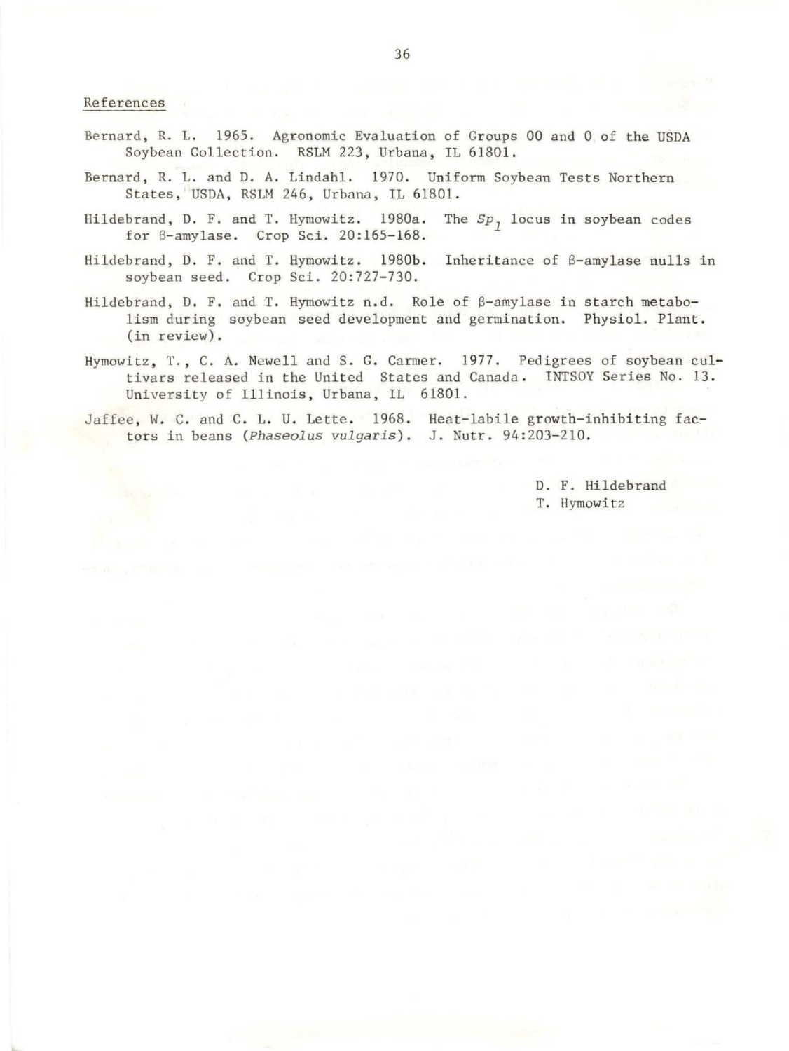## References

Bernard, R. L. 1965. Agronomic Evaluation of Groups 00 and 0 of the USDA Soybean Collection. RSLM 223, Urbana, IL 61801.

Bernard, R. L. and D. A. Lindahl. 1970. Uniform Soybean Tests Northern States, USDA, RSLM 246, Urbana, IL 61801.

Hildebrand, D. F. and T. Hymowitz. 1980a. The $Sp_1$ locus in soybean codes for β-amylase. Crop Sci. 20:165-168.

Hildebrand, D. F. and T. Hymowitz. 1980b. Inheritance of β-amylase nulls in soybean seed. Crop Sci. 20:727-730.

Hildebrand, D. F. and T. Hymowitz n.d. Role of β-amylase in starch metabolism during soybean seed development and germination. Physiol. Plant. (in review).

Hymowitz, T., C. A. Newell and S. G. Carmer. 1977. Pedigrees of soybean cultivars released in the United States and Canada. INTSOY Series No. 13. University of Illinois, Urbana, IL 61801.

Jaffee, W. C. and C. L. U. Lette. 1968. Heat-labile growth-inhibiting factors in beans (*Phaseolus vulgaris*). J. Nutr. 94:203-210.

D. F. Hildebrand
T. Hymowitz